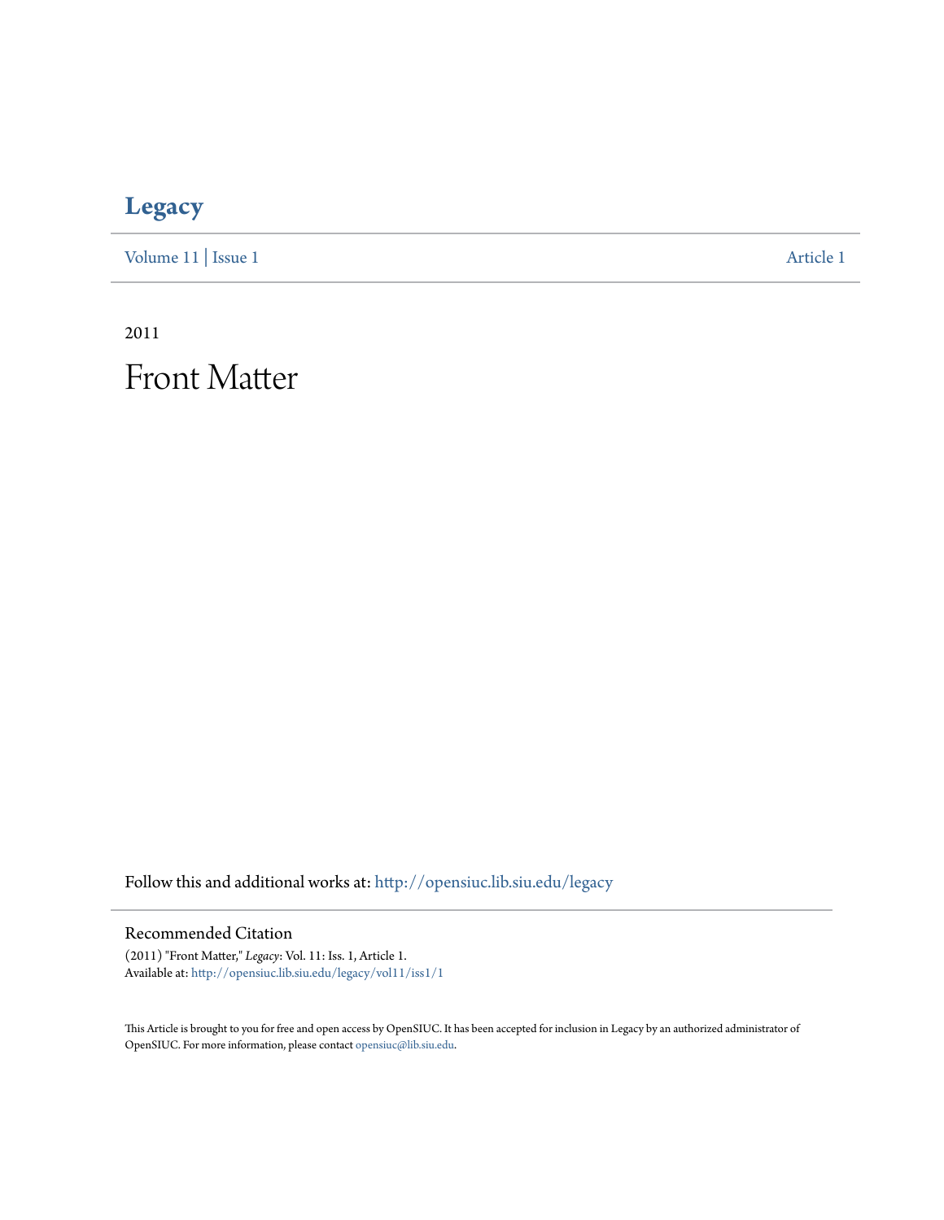# Legacy

Volume 11 | Issue 1 Article 1

2011

# Front Matter

Follow this and additional works at: http://opensiuc.lib.siu.edu/legacy

## Recommended Citation

(2011) "Front Matter," *Legacy*: Vol. 11: Iss. 1, Article 1.
Available at: http://opensiuc.lib.siu.edu/legacy/vol11/iss1/1

This Article is brought to you for free and open access by OpenSIUC. It has been accepted for inclusion in Legacy by an authorized administrator of OpenSIUC. For more information, please contact opensiuc@lib.siu.edu.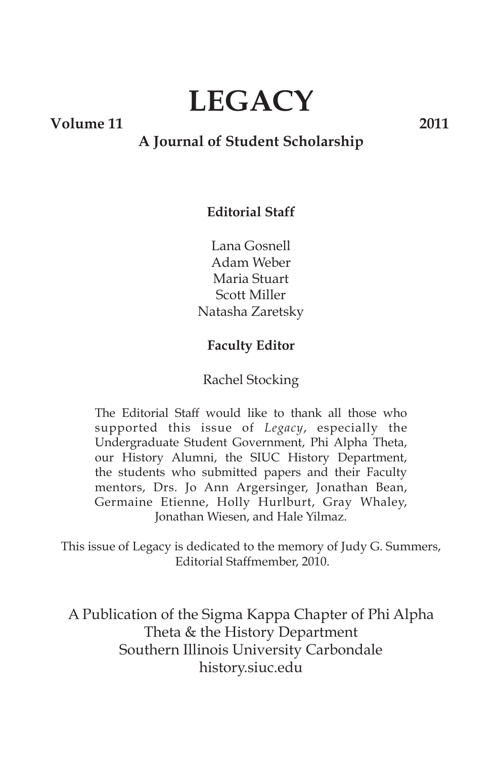# LEGACY

**Volume 11** **2011**

## A Journal of Student Scholarship

**Editorial Staff**

Lana Gosnell
Adam Weber
Maria Stuart
Scott Miller
Natasha Zaretsky

**Faculty Editor**

Rachel Stocking

The Editorial Staff would like to thank all those who supported this issue of *Legacy*, especially the Undergraduate Student Government, Phi Alpha Theta, our History Alumni, the SIUC History Department, the students who submitted papers and their Faculty mentors, Drs. Jo Ann Argersinger, Jonathan Bean, Germaine Etienne, Holly Hurlburt, Gray Whaley, Jonathan Wiesen, and Hale Yilmaz.

This issue of Legacy is dedicated to the memory of Judy G. Summers, Editorial Staffmember, 2010.

A Publication of the Sigma Kappa Chapter of Phi Alpha Theta & the History Department
Southern Illinois University Carbondale
history.siuc.edu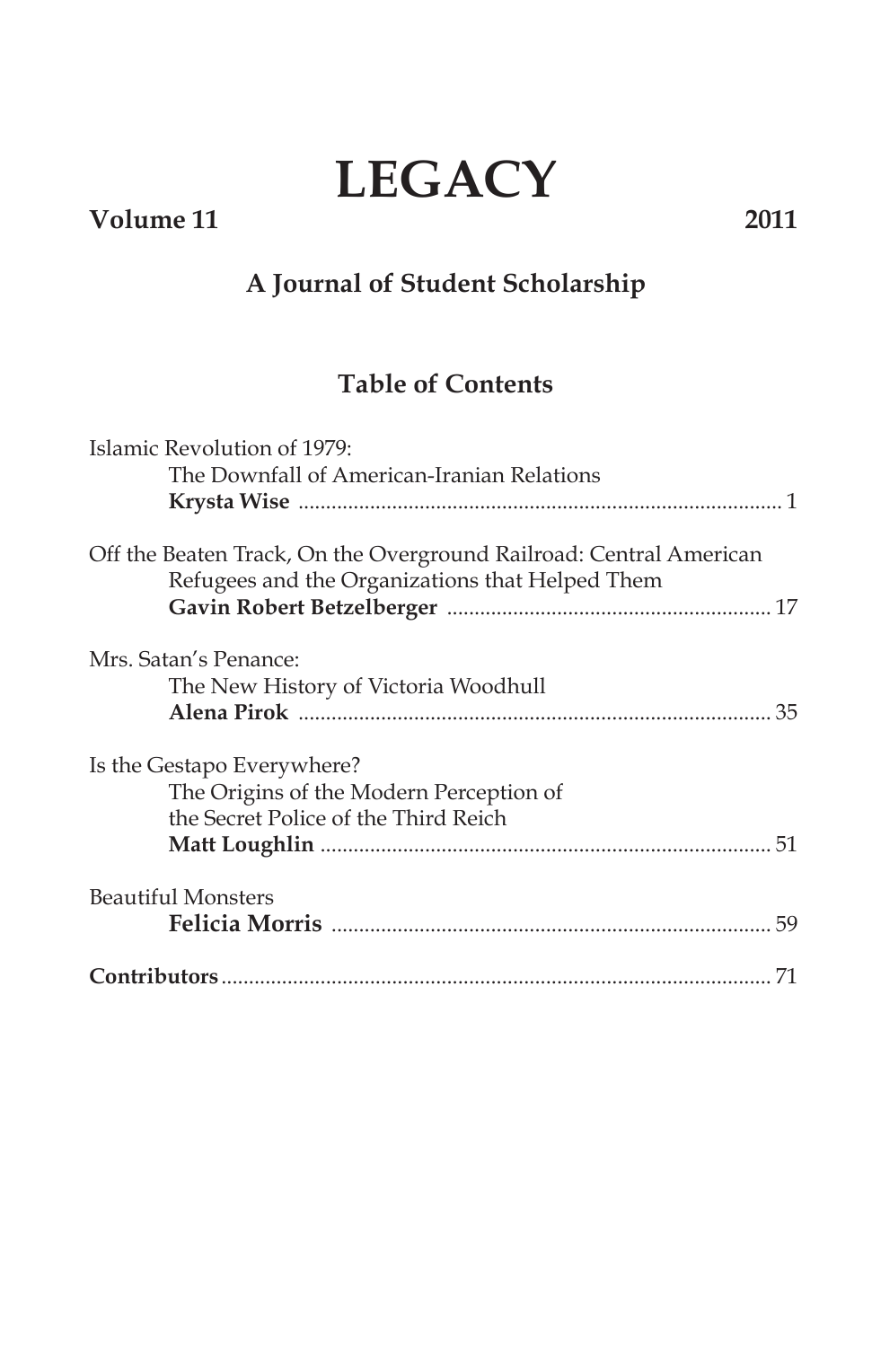# LEGACY

**Volume 11** **2011**

## A Journal of Student Scholarship

### Table of Contents

Islamic Revolution of 1979:
The Downfall of American-Iranian Relations
**Krysta Wise** ........................................................................................ 1

Off the Beaten Track, On the Overground Railroad: Central American Refugees and the Organizations that Helped Them
**Gavin Robert Betzelberger** .......................................................... 17

Mrs. Satan's Penance:
The New History of Victoria Woodhull
**Alena Pirok** ....................................................................................... 35

Is the Gestapo Everywhere?
The Origins of the Modern Perception of the Secret Police of the Third Reich
**Matt Loughlin** .................................................................................. 51

Beautiful Monsters
**Felicia Morris** ................................................................................ 59

**Contributors** .................................................................................................... 71